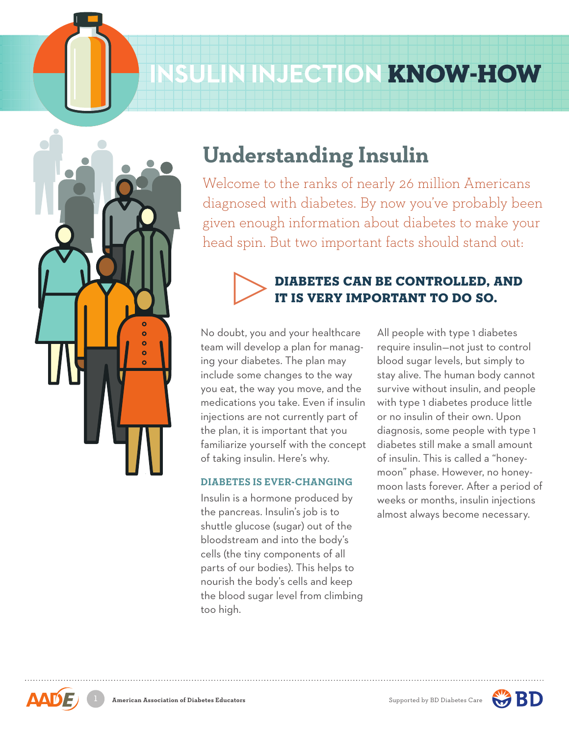# INSULIN INJECTION KNOW-HOW

## Understanding Insulin

Welcome to the ranks of nearly 26 million Americans diagnosed with diabetes. By now you've probably been given enough information about diabetes to make your head spin. But two important facts should stand out:

### DIABETES CAN BE CONTROLLED, AND IT IS VERY IMPORTANT TO DO SO.

No doubt, you and your healthcare team will develop a plan for managing your diabetes. The plan may include some changes to the way you eat, the way you move, and the medications you take. Even if insulin injections are not currently part of the plan, it is important that you familiarize yourself with the concept of taking insulin. Here's why.

#### DIABETES IS EVER-CHANGING

Insulin is a hormone produced by the pancreas. Insulin's job is to shuttle glucose (sugar) out of the bloodstream and into the body's cells (the tiny components of all parts of our bodies). This helps to nourish the body's cells and keep the blood sugar level from climbing too high.

All people with type 1 diabetes require insulin—not just to control blood sugar levels, but simply to stay alive. The human body cannot survive without insulin, and people with type 1 diabetes produce little or no insulin of their own. Upon diagnosis, some people with type 1 diabetes still make a small amount of insulin. This is called a "honeymoon" phase. However, no honeymoon lasts forever. After a period of weeks or months, insulin injections almost always become necessary.

American Association of Diabetes Educators

Supported by BD Diabetes Care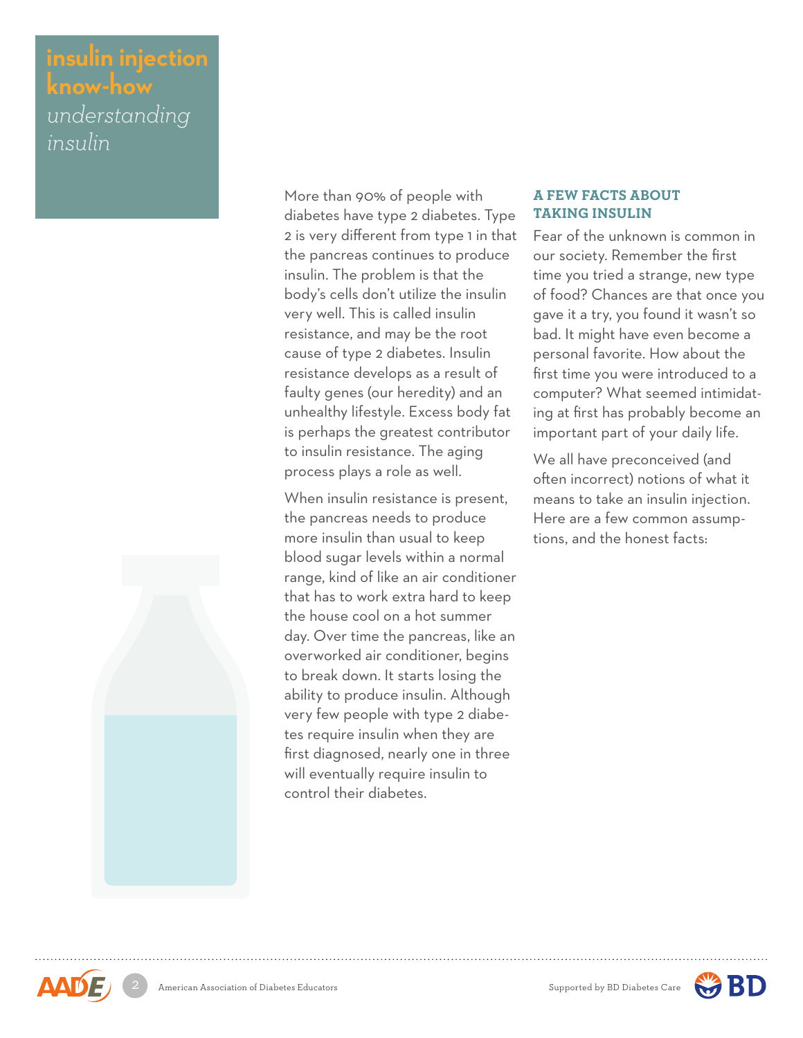# insulin injection know-how

*understanding insulin*

More than 90% of people with diabetes have type 2 diabetes. Type 2 is very different from type 1 in that the pancreas continues to produce insulin. The problem is that the body's cells don't utilize the insulin very well. This is called insulin resistance, and may be the root cause of type 2 diabetes. Insulin resistance develops as a result of faulty genes (our heredity) and an unhealthy lifestyle. Excess body fat is perhaps the greatest contributor to insulin resistance. The aging process plays a role as well.

When insulin resistance is present, the pancreas needs to produce more insulin than usual to keep blood sugar levels within a normal range, kind of like an air conditioner that has to work extra hard to keep the house cool on a hot summer day. Over time the pancreas, like an overworked air conditioner, begins to break down. It starts losing the ability to produce insulin. Although very few people with type 2 diabetes require insulin when they are first diagnosed, nearly one in three will eventually require insulin to control their diabetes.

## A FEW FACTS ABOUT TAKING INSULIN

Fear of the unknown is common in our society. Remember the first time you tried a strange, new type of food? Chances are that once you gave it a try, you found it wasn't so bad. It might have even become a personal favorite. How about the first time you were introduced to a computer? What seemed intimidating at first has probably become an important part of your daily life.

We all have preconceived (and often incorrect) notions of what it means to take an insulin injection. Here are a few common assumptions, and the honest facts: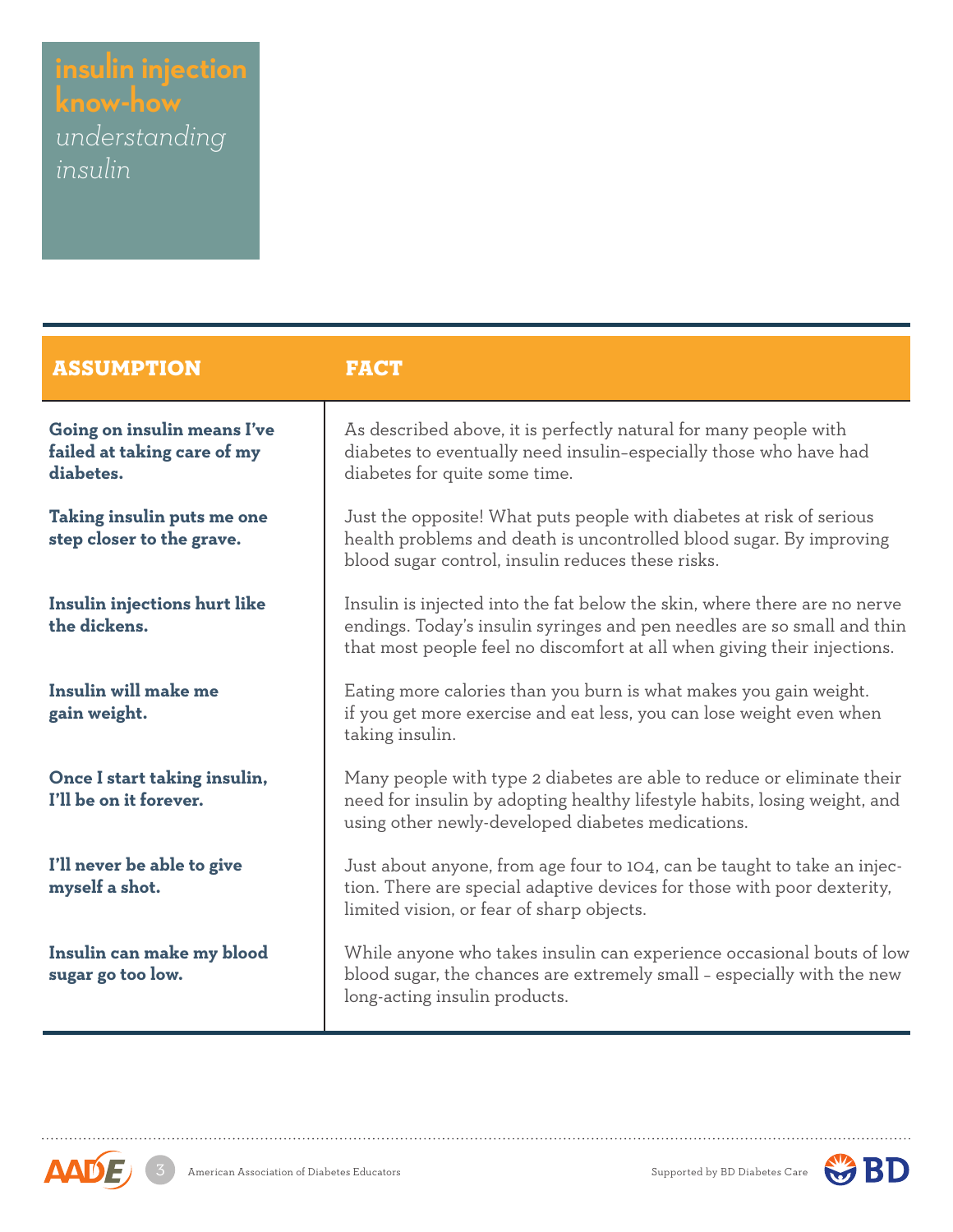# insulin injection know-how

*understanding insulin*

| ASSUMPTION | FACT |
|---|---|
| **Going on insulin means I've failed at taking care of my diabetes.** | As described above, it is perfectly natural for many people with diabetes to eventually need insulin–especially those who have had diabetes for quite some time. |
| **Taking insulin puts me one step closer to the grave.** | Just the opposite! What puts people with diabetes at risk of serious health problems and death is uncontrolled blood sugar. By improving blood sugar control, insulin reduces these risks. |
| **Insulin injections hurt like the dickens.** | Insulin is injected into the fat below the skin, where there are no nerve endings. Today's insulin syringes and pen needles are so small and thin that most people feel no discomfort at all when giving their injections. |
| **Insulin will make me gain weight.** | Eating more calories than you burn is what makes you gain weight. if you get more exercise and eat less, you can lose weight even when taking insulin. |
| **Once I start taking insulin, I'll be on it forever.** | Many people with type 2 diabetes are able to reduce or eliminate their need for insulin by adopting healthy lifestyle habits, losing weight, and using other newly-developed diabetes medications. |
| **I'll never be able to give myself a shot.** | Just about anyone, from age four to 104, can be taught to take an injection. There are special adaptive devices for those with poor dexterity, limited vision, or fear of sharp objects. |
| **Insulin can make my blood sugar go too low.** | While anyone who takes insulin can experience occasional bouts of low blood sugar, the chances are extremely small – especially with the new long-acting insulin products. |

American Association of Diabetes Educators

Supported by BD Diabetes Care